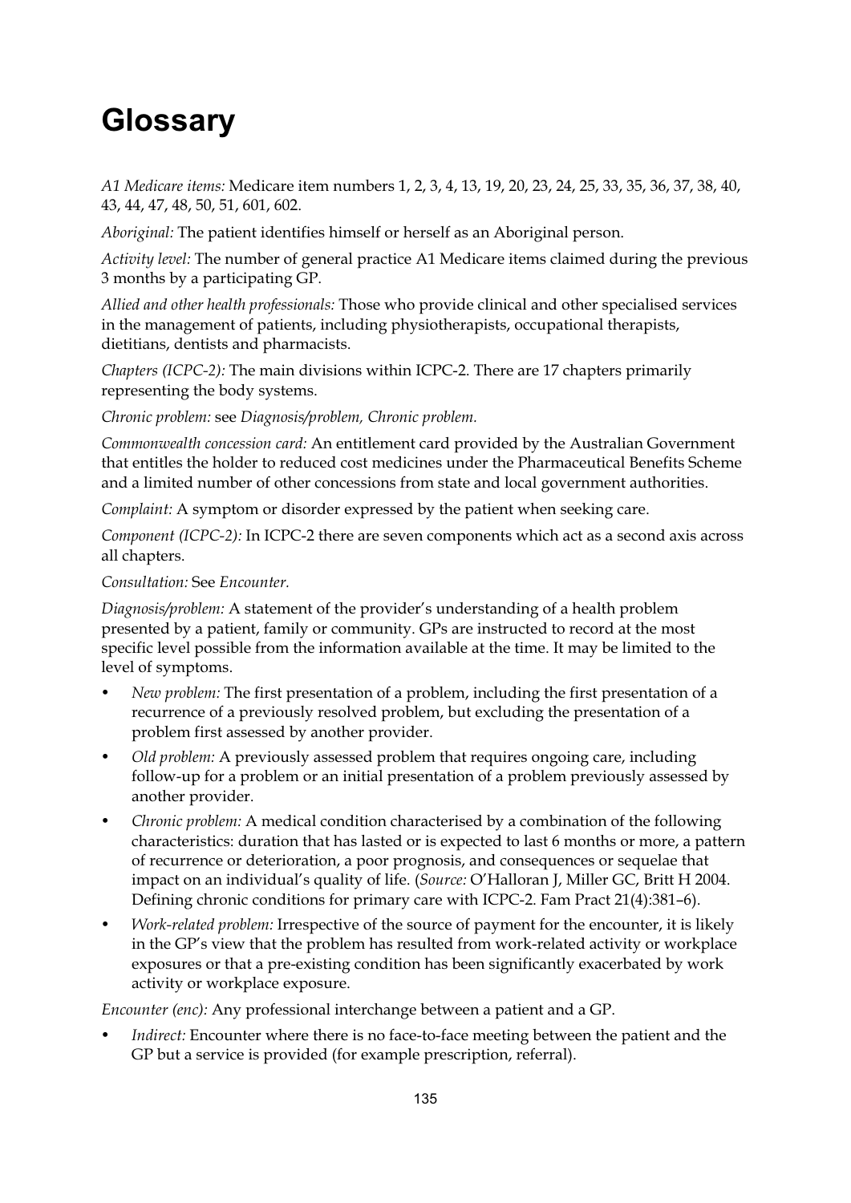# Glossary

*A1 Medicare items:* Medicare item numbers 1, 2, 3, 4, 13, 19, 20, 23, 24, 25, 33, 35, 36, 37, 38, 40, 43, 44, 47, 48, 50, 51, 601, 602.

*Aboriginal:* The patient identifies himself or herself as an Aboriginal person.

*Activity level:* The number of general practice A1 Medicare items claimed during the previous 3 months by a participating GP.

*Allied and other health professionals:* Those who provide clinical and other specialised services in the management of patients, including physiotherapists, occupational therapists, dietitians, dentists and pharmacists.

*Chapters (ICPC-2):* The main divisions within ICPC-2. There are 17 chapters primarily representing the body systems.

*Chronic problem:* see *Diagnosis/problem, Chronic problem.*

*Commonwealth concession card:* An entitlement card provided by the Australian Government that entitles the holder to reduced cost medicines under the Pharmaceutical Benefits Scheme and a limited number of other concessions from state and local government authorities.

*Complaint:* A symptom or disorder expressed by the patient when seeking care.

*Component (ICPC-2):* In ICPC-2 there are seven components which act as a second axis across all chapters.

*Consultation:* See *Encounter.*

*Diagnosis/problem:* A statement of the provider's understanding of a health problem presented by a patient, family or community. GPs are instructed to record at the most specific level possible from the information available at the time. It may be limited to the level of symptoms.

- *New problem:* The first presentation of a problem, including the first presentation of a recurrence of a previously resolved problem, but excluding the presentation of a problem first assessed by another provider.
- *Old problem:* A previously assessed problem that requires ongoing care, including follow-up for a problem or an initial presentation of a problem previously assessed by another provider.
- *Chronic problem:* A medical condition characterised by a combination of the following characteristics: duration that has lasted or is expected to last 6 months or more, a pattern of recurrence or deterioration, a poor prognosis, and consequences or sequelae that impact on an individual's quality of life. (*Source:* O'Halloran J, Miller GC, Britt H 2004. Defining chronic conditions for primary care with ICPC-2. Fam Pract 21(4):381–6).
- *Work-related problem:* Irrespective of the source of payment for the encounter, it is likely in the GP's view that the problem has resulted from work-related activity or workplace exposures or that a pre-existing condition has been significantly exacerbated by work activity or workplace exposure.

*Encounter (enc):* Any professional interchange between a patient and a GP.

- *Indirect:* Encounter where there is no face-to-face meeting between the patient and the GP but a service is provided (for example prescription, referral).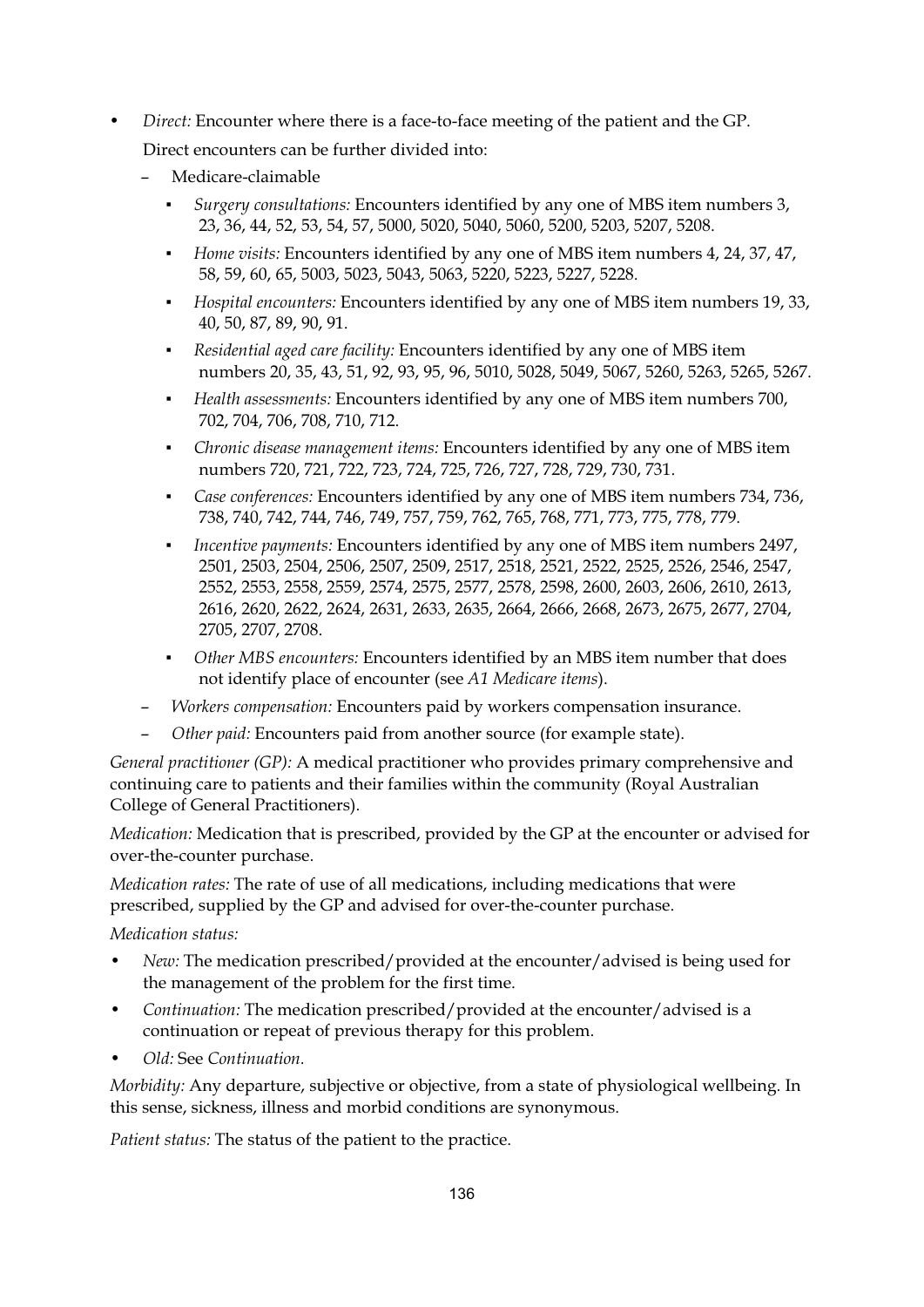- *Direct:* Encounter where there is a face-to-face meeting of the patient and the GP.

  Direct encounters can be further divided into:

  - Medicare-claimable
    - *Surgery consultations:* Encounters identified by any one of MBS item numbers 3, 23, 36, 44, 52, 53, 54, 57, 5000, 5020, 5040, 5060, 5200, 5203, 5207, 5208.
    - *Home visits:* Encounters identified by any one of MBS item numbers 4, 24, 37, 47, 58, 59, 60, 65, 5003, 5023, 5043, 5063, 5220, 5223, 5227, 5228.
    - *Hospital encounters:* Encounters identified by any one of MBS item numbers 19, 33, 40, 50, 87, 89, 90, 91.
    - *Residential aged care facility:* Encounters identified by any one of MBS item numbers 20, 35, 43, 51, 92, 93, 95, 96, 5010, 5028, 5049, 5067, 5260, 5263, 5265, 5267.
    - *Health assessments:* Encounters identified by any one of MBS item numbers 700, 702, 704, 706, 708, 710, 712.
    - *Chronic disease management items:* Encounters identified by any one of MBS item numbers 720, 721, 722, 723, 724, 725, 726, 727, 728, 729, 730, 731.
    - *Case conferences:* Encounters identified by any one of MBS item numbers 734, 736, 738, 740, 742, 744, 746, 749, 757, 759, 762, 765, 768, 771, 773, 775, 778, 779.
    - *Incentive payments:* Encounters identified by any one of MBS item numbers 2497, 2501, 2503, 2504, 2506, 2507, 2509, 2517, 2518, 2521, 2522, 2525, 2526, 2546, 2547, 2552, 2553, 2558, 2559, 2574, 2575, 2577, 2578, 2598, 2600, 2603, 2606, 2610, 2613, 2616, 2620, 2622, 2624, 2631, 2633, 2635, 2664, 2666, 2668, 2673, 2675, 2677, 2704, 2705, 2707, 2708.
    - *Other MBS encounters:* Encounters identified by an MBS item number that does not identify place of encounter (see *A1 Medicare items*).
  - *Workers compensation:* Encounters paid by workers compensation insurance.
  - *Other paid:* Encounters paid from another source (for example state).

*General practitioner (GP):* A medical practitioner who provides primary comprehensive and continuing care to patients and their families within the community (Royal Australian College of General Practitioners).

*Medication:* Medication that is prescribed, provided by the GP at the encounter or advised for over-the-counter purchase.

*Medication rates:* The rate of use of all medications, including medications that were prescribed, supplied by the GP and advised for over-the-counter purchase.

*Medication status:*

- *New:* The medication prescribed/provided at the encounter/advised is being used for the management of the problem for the first time.
- *Continuation:* The medication prescribed/provided at the encounter/advised is a continuation or repeat of previous therapy for this problem.
- *Old:* See *Continuation*.

*Morbidity:* Any departure, subjective or objective, from a state of physiological wellbeing. In this sense, sickness, illness and morbid conditions are synonymous.

*Patient status:* The status of the patient to the practice.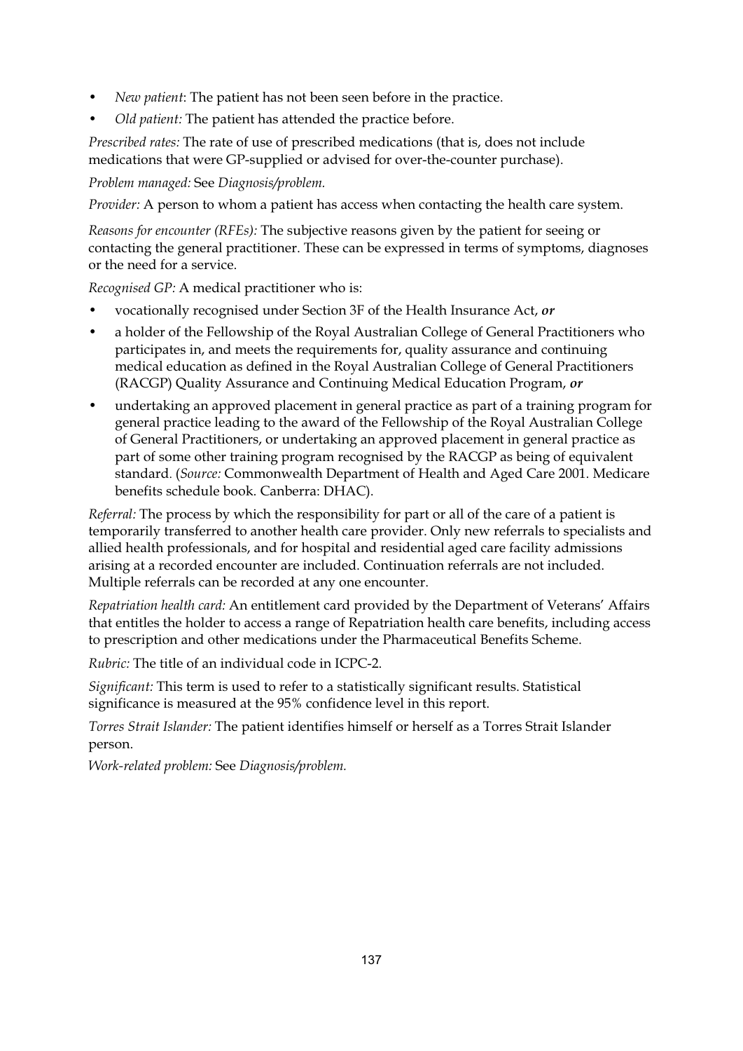- *New patient*: The patient has not been seen before in the practice.
- *Old patient:* The patient has attended the practice before.

*Prescribed rates:* The rate of use of prescribed medications (that is, does not include medications that were GP-supplied or advised for over-the-counter purchase).

*Problem managed:* See *Diagnosis/problem.*

*Provider:* A person to whom a patient has access when contacting the health care system.

*Reasons for encounter (RFEs):* The subjective reasons given by the patient for seeing or contacting the general practitioner. These can be expressed in terms of symptoms, diagnoses or the need for a service.

*Recognised GP:* A medical practitioner who is:

- vocationally recognised under Section 3F of the Health Insurance Act, ***or***
- a holder of the Fellowship of the Royal Australian College of General Practitioners who participates in, and meets the requirements for, quality assurance and continuing medical education as defined in the Royal Australian College of General Practitioners (RACGP) Quality Assurance and Continuing Medical Education Program, ***or***
- undertaking an approved placement in general practice as part of a training program for general practice leading to the award of the Fellowship of the Royal Australian College of General Practitioners, or undertaking an approved placement in general practice as part of some other training program recognised by the RACGP as being of equivalent standard. (*Source:* Commonwealth Department of Health and Aged Care 2001. Medicare benefits schedule book. Canberra: DHAC).

*Referral:* The process by which the responsibility for part or all of the care of a patient is temporarily transferred to another health care provider. Only new referrals to specialists and allied health professionals, and for hospital and residential aged care facility admissions arising at a recorded encounter are included. Continuation referrals are not included. Multiple referrals can be recorded at any one encounter.

*Repatriation health card:* An entitlement card provided by the Department of Veterans' Affairs that entitles the holder to access a range of Repatriation health care benefits, including access to prescription and other medications under the Pharmaceutical Benefits Scheme.

*Rubric:* The title of an individual code in ICPC-2.

*Significant:* This term is used to refer to a statistically significant results. Statistical significance is measured at the 95% confidence level in this report.

*Torres Strait Islander:* The patient identifies himself or herself as a Torres Strait Islander person.

*Work-related problem:* See *Diagnosis/problem.*